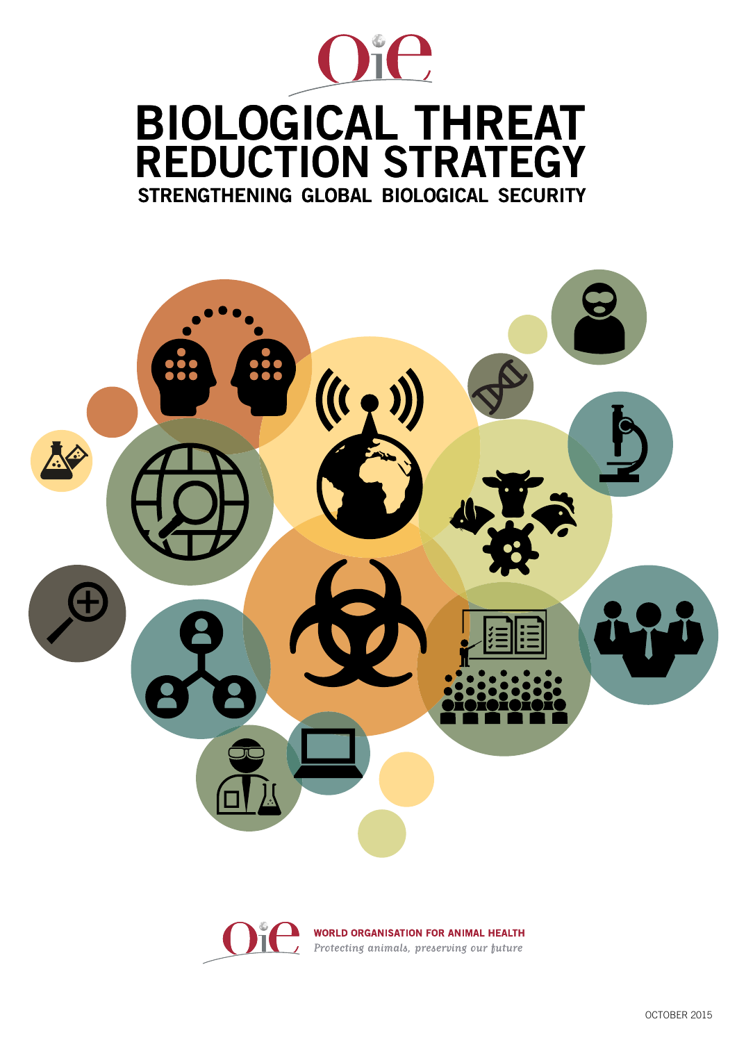# BIOLOGICAL THREAT REDUCTION STRATEGY

## STRENGTHENING GLOBAL BIOLOGICAL SECURITY

**WORLD ORGANISATION FOR ANIMAL HEALTH**

*Protecting animals, preserving our future*

OCTOBER 2015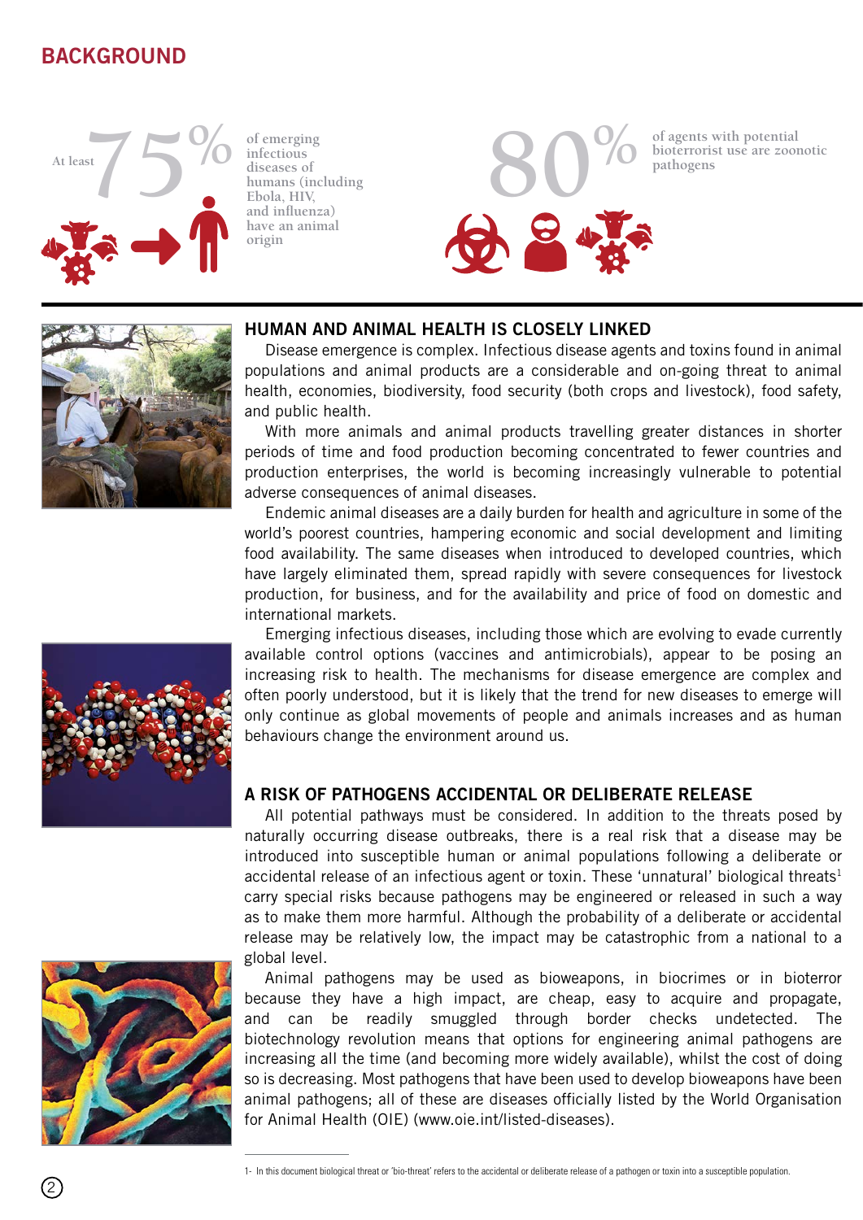# BACKGROUND

At least 75% of emerging infectious diseases of humans (including Ebola, HIV, and influenza) have an animal origin

80% of agents with potential bioterrorist use are zoonotic pathogens

## HUMAN AND ANIMAL HEALTH IS CLOSELY LINKED

Disease emergence is complex. Infectious disease agents and toxins found in animal populations and animal products are a considerable and on-going threat to animal health, economies, biodiversity, food security (both crops and livestock), food safety, and public health.

With more animals and animal products travelling greater distances in shorter periods of time and food production becoming concentrated to fewer countries and production enterprises, the world is becoming increasingly vulnerable to potential adverse consequences of animal diseases.

Endemic animal diseases are a daily burden for health and agriculture in some of the world's poorest countries, hampering economic and social development and limiting food availability. The same diseases when introduced to developed countries, which have largely eliminated them, spread rapidly with severe consequences for livestock production, for business, and for the availability and price of food on domestic and international markets.

Emerging infectious diseases, including those which are evolving to evade currently available control options (vaccines and antimicrobials), appear to be posing an increasing risk to health. The mechanisms for disease emergence are complex and often poorly understood, but it is likely that the trend for new diseases to emerge will only continue as global movements of people and animals increases and as human behaviours change the environment around us.

## A RISK OF PATHOGENS ACCIDENTAL OR DELIBERATE RELEASE

All potential pathways must be considered. In addition to the threats posed by naturally occurring disease outbreaks, there is a real risk that a disease may be introduced into susceptible human or animal populations following a deliberate or accidental release of an infectious agent or toxin. These 'unnatural' biological threats[1] carry special risks because pathogens may be engineered or released in such a way as to make them more harmful. Although the probability of a deliberate or accidental release may be relatively low, the impact may be catastrophic from a national to a global level.

Animal pathogens may be used as bioweapons, in biocrimes or in bioterror because they have a high impact, are cheap, easy to acquire and propagate, and can be readily smuggled through border checks undetected. The biotechnology revolution means that options for engineering animal pathogens are increasing all the time (and becoming more widely available), whilst the cost of doing so is decreasing. Most pathogens that have been used to develop bioweapons have been animal pathogens; all of these are diseases officially listed by the World Organisation for Animal Health (OIE) (www.oie.int/listed-diseases).

---

1- In this document biological threat or 'bio-threat' refers to the accidental or deliberate release of a pathogen or toxin into a susceptible population.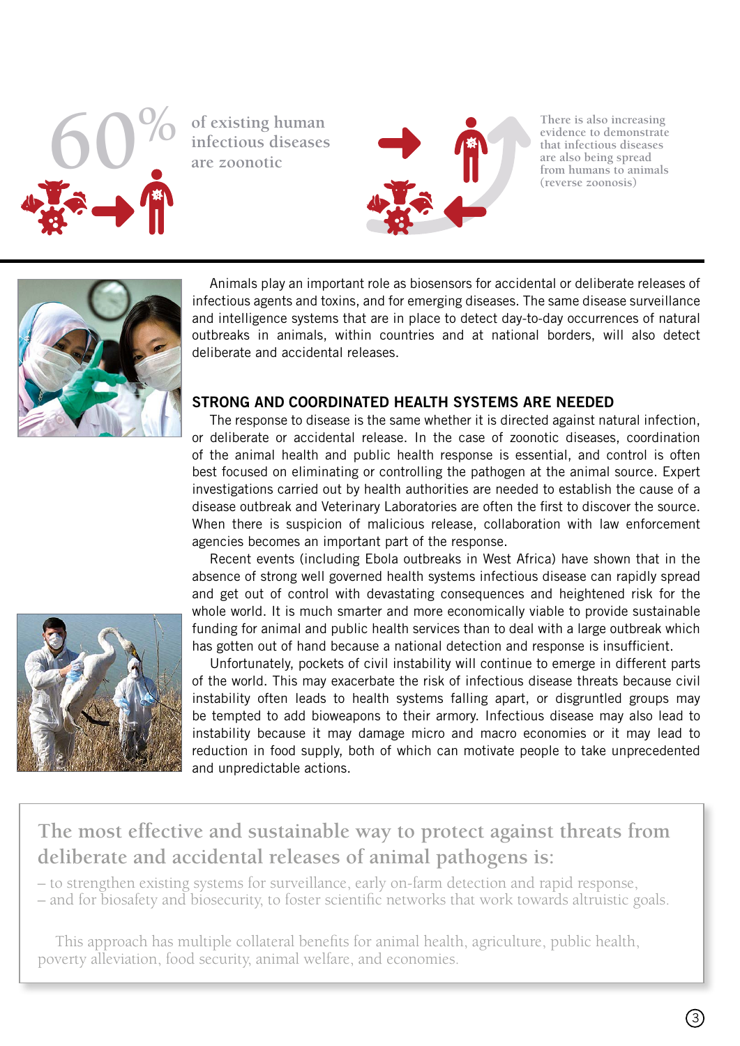60% of existing human infectious diseases are zoonotic

There is also increasing evidence to demonstrate that infectious diseases are also being spread from humans to animals (reverse zoonosis)

Animals play an important role as biosensors for accidental or deliberate releases of infectious agents and toxins, and for emerging diseases. The same disease surveillance and intelligence systems that are in place to detect day-to-day occurrences of natural outbreaks in animals, within countries and at national borders, will also detect deliberate and accidental releases.

## STRONG AND COORDINATED HEALTH SYSTEMS ARE NEEDED

The response to disease is the same whether it is directed against natural infection, or deliberate or accidental release. In the case of zoonotic diseases, coordination of the animal health and public health response is essential, and control is often best focused on eliminating or controlling the pathogen at the animal source. Expert investigations carried out by health authorities are needed to establish the cause of a disease outbreak and Veterinary Laboratories are often the first to discover the source. When there is suspicion of malicious release, collaboration with law enforcement agencies becomes an important part of the response.

Recent events (including Ebola outbreaks in West Africa) have shown that in the absence of strong well governed health systems infectious disease can rapidly spread and get out of control with devastating consequences and heightened risk for the whole world. It is much smarter and more economically viable to provide sustainable funding for animal and public health services than to deal with a large outbreak which has gotten out of hand because a national detection and response is insufficient.

Unfortunately, pockets of civil instability will continue to emerge in different parts of the world. This may exacerbate the risk of infectious disease threats because civil instability often leads to health systems falling apart, or disgruntled groups may be tempted to add bioweapons to their armory. Infectious disease may also lead to instability because it may damage micro and macro economies or it may lead to reduction in food supply, both of which can motivate people to take unprecedented and unpredictable actions.

**The most effective and sustainable way to protect against threats from deliberate and accidental releases of animal pathogens is:**

– to strengthen existing systems for surveillance, early on-farm detection and rapid response,
– and for biosafety and biosecurity, to foster scientific networks that work towards altruistic goals.

This approach has multiple collateral benefits for animal health, agriculture, public health, poverty alleviation, food security, animal welfare, and economies.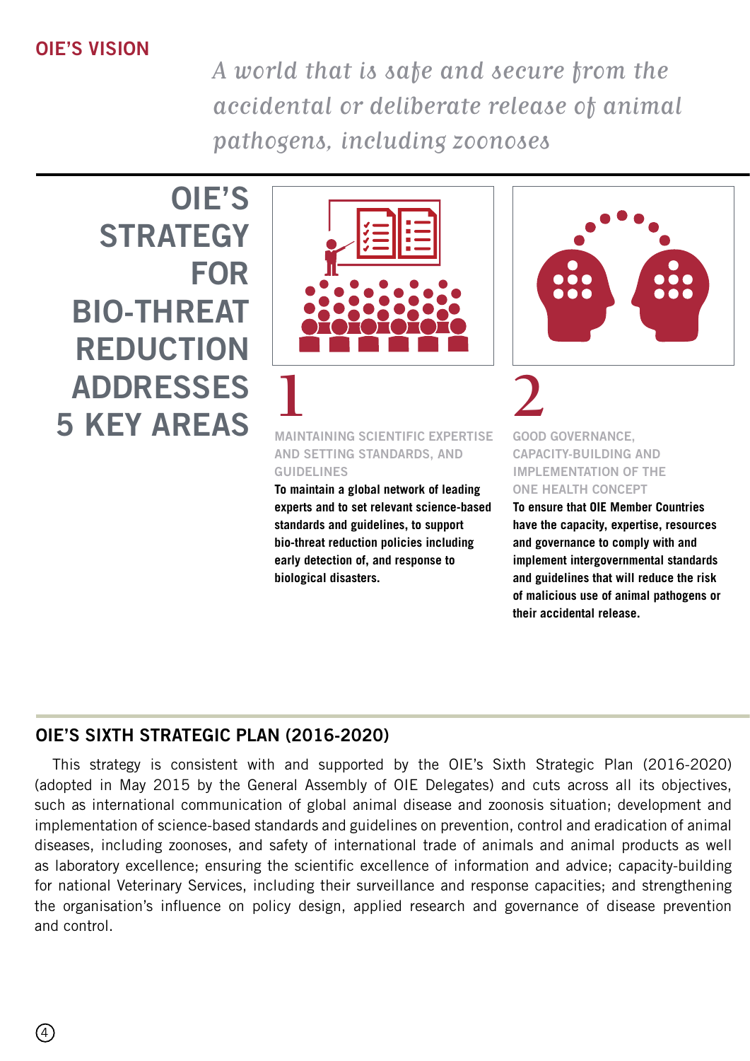## OIE'S VISION

*A world that is safe and secure from the accidental or deliberate release of animal pathogens, including zoonoses*

## OIE'S STRATEGY FOR BIO-THREAT REDUCTION ADDRESSES 5 KEY AREAS

### 1

**MAINTAINING SCIENTIFIC EXPERTISE AND SETTING STANDARDS, AND GUIDELINES**

**To maintain a global network of leading experts and to set relevant science-based standards and guidelines, to support bio-threat reduction policies including early detection of, and response to biological disasters.**

### 2

**GOOD GOVERNANCE, CAPACITY-BUILDING AND IMPLEMENTATION OF THE ONE HEALTH CONCEPT**

**To ensure that OIE Member Countries have the capacity, expertise, resources and governance to comply with and implement intergovernmental standards and guidelines that will reduce the risk of malicious use of animal pathogens or their accidental release.**

## OIE'S SIXTH STRATEGIC PLAN (2016-2020)

This strategy is consistent with and supported by the OIE's Sixth Strategic Plan (2016-2020) (adopted in May 2015 by the General Assembly of OIE Delegates) and cuts across all its objectives, such as international communication of global animal disease and zoonosis situation; development and implementation of science-based standards and guidelines on prevention, control and eradication of animal diseases, including zoonoses, and safety of international trade of animals and animal products as well as laboratory excellence; ensuring the scientific excellence of information and advice; capacity-building for national Veterinary Services, including their surveillance and response capacities; and strengthening the organisation's influence on policy design, applied research and governance of disease prevention and control.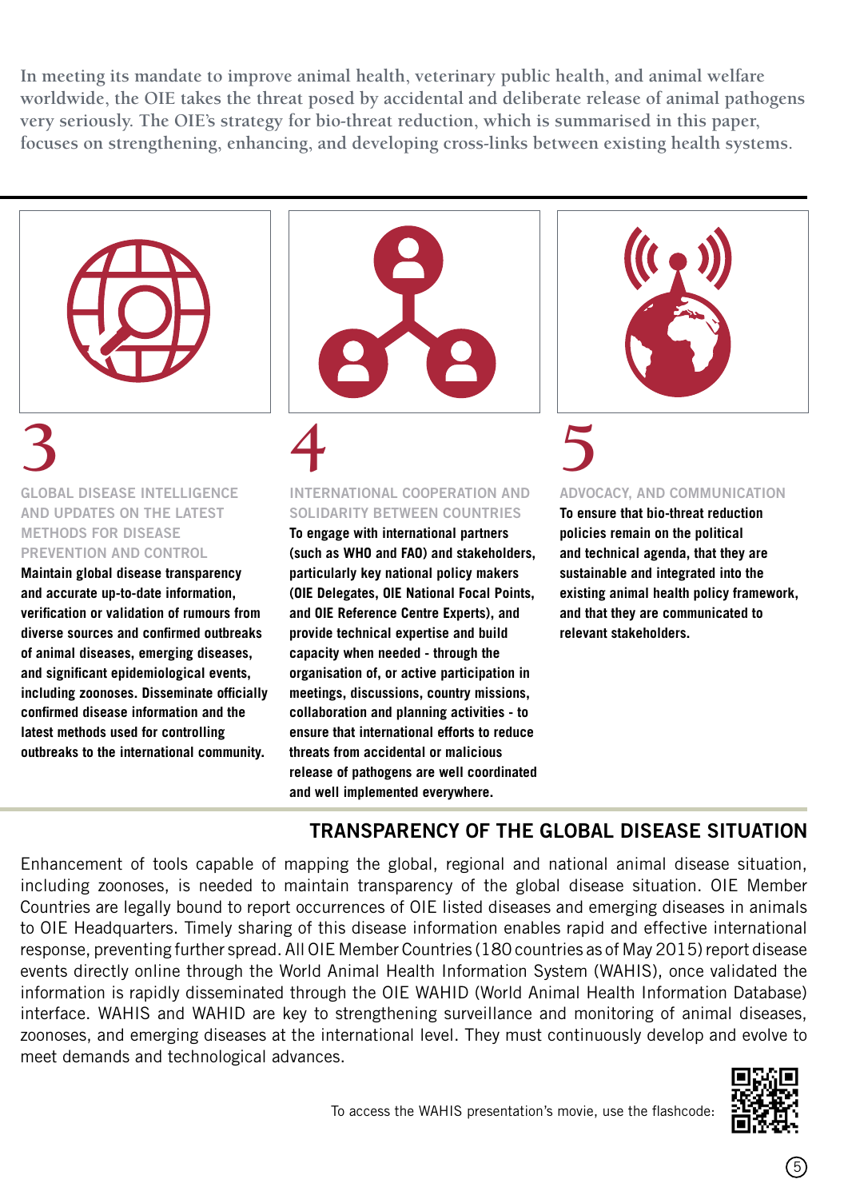In meeting its mandate to improve animal health, veterinary public health, and animal welfare worldwide, the OIE takes the threat posed by accidental and deliberate release of animal pathogens very seriously. The OIE's strategy for bio-threat reduction, which is summarised in this paper, focuses on strengthening, enhancing, and developing cross-links between existing health systems.

## 3

### GLOBAL DISEASE INTELLIGENCE AND UPDATES ON THE LATEST METHODS FOR DISEASE PREVENTION AND CONTROL

**Maintain global disease transparency and accurate up-to-date information, verification or validation of rumours from diverse sources and confirmed outbreaks of animal diseases, emerging diseases, and significant epidemiological events, including zoonoses. Disseminate officially confirmed disease information and the latest methods used for controlling outbreaks to the international community.**

## 4

### INTERNATIONAL COOPERATION AND SOLIDARITY BETWEEN COUNTRIES

**To engage with international partners (such as WHO and FAO) and stakeholders, particularly key national policy makers (OIE Delegates, OIE National Focal Points, and OIE Reference Centre Experts), and provide technical expertise and build capacity when needed - through the organisation of, or active participation in meetings, discussions, country missions, collaboration and planning activities - to ensure that international efforts to reduce threats from accidental or malicious release of pathogens are well coordinated and well implemented everywhere.**

## 5

### ADVOCACY, AND COMMUNICATION

**To ensure that bio-threat reduction policies remain on the political and technical agenda, that they are sustainable and integrated into the existing animal health policy framework, and that they are communicated to relevant stakeholders.**

## TRANSPARENCY OF THE GLOBAL DISEASE SITUATION

Enhancement of tools capable of mapping the global, regional and national animal disease situation, including zoonoses, is needed to maintain transparency of the global disease situation. OIE Member Countries are legally bound to report occurrences of OIE listed diseases and emerging diseases in animals to OIE Headquarters. Timely sharing of this disease information enables rapid and effective international response, preventing further spread. All OIE Member Countries (180 countries as of May 2015) report disease events directly online through the World Animal Health Information System (WAHIS), once validated the information is rapidly disseminated through the OIE WAHID (World Animal Health Information Database) interface. WAHIS and WAHID are key to strengthening surveillance and monitoring of animal diseases, zoonoses, and emerging diseases at the international level. They must continuously develop and evolve to meet demands and technological advances.

To access the WAHIS presentation's movie, use the flashcode: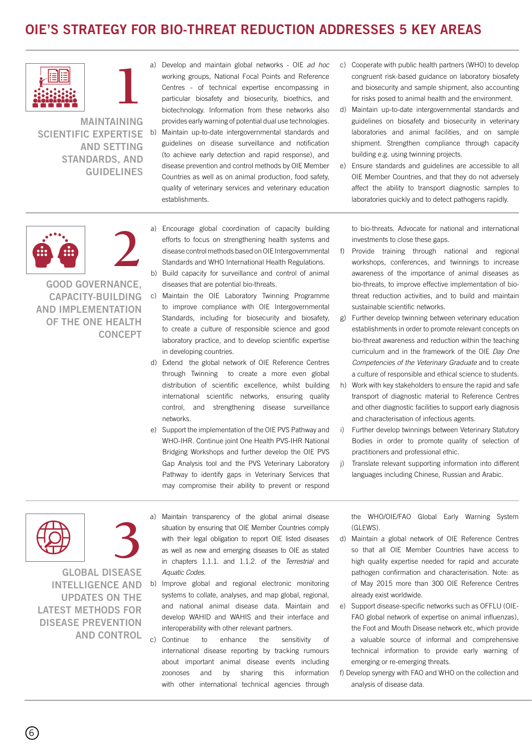# OIE'S STRATEGY FOR BIO-THREAT REDUCTION ADDRESSES 5 KEY AREAS

## 1 MAINTAINING SCIENTIFIC EXPERTISE AND SETTING STANDARDS, AND GUIDELINES

a) Develop and maintain global networks - OIE *ad hoc* working groups, National Focal Points and Reference Centres - of technical expertise encompassing in particular biosafety and biosecurity, bioethics, and biotechnology. Information from these networks also provides early warning of potential dual use technologies.

b) Maintain up-to-date intergovernmental standards and guidelines on disease surveillance and notification (to achieve early detection and rapid response), and disease prevention and control methods by OIE Member Countries as well as on animal production, food safety, quality of veterinary services and veterinary education establishments.

c) Cooperate with public health partners (WHO) to develop congruent risk-based guidance on laboratory biosafety and biosecurity and sample shipment, also accounting for risks posed to animal health and the environment.

d) Maintain up-to-date intergovernmental standards and guidelines on biosafety and biosecurity in veterinary laboratories and animal facilities, and on sample shipment. Strengthen compliance through capacity building e.g. using twinning projects.

e) Ensure standards and guidelines are accessible to all OIE Member Countries, and that they do not adversely affect the ability to transport diagnostic samples to laboratories quickly and to detect pathogens rapidly.

## 2 GOOD GOVERNANCE, CAPACITY-BUILDING AND IMPLEMENTATION OF THE ONE HEALTH CONCEPT

a) Encourage global coordination of capacity building efforts to focus on strengthening health systems and disease control methods based on OIE Intergovernmental Standards and WHO International Health Regulations.

b) Build capacity for surveillance and control of animal diseases that are potential bio-threats.

c) Maintain the OIE Laboratory Twinning Programme to improve compliance with OIE Intergovernmental Standards, including for biosecurity and biosafety, to create a culture of responsible science and good laboratory practice, and to develop scientific expertise in developing countries.

d) Extend the global network of OIE Reference Centres through Twinning to create a more even global distribution of scientific excellence, whilst building international scientific networks, ensuring quality control, and strengthening disease surveillance networks.

e) Support the implementation of the OIE PVS Pathway and WHO-IHR. Continue joint One Health PVS-IHR National Bridging Workshops and further develop the OIE PVS Gap Analysis tool and the PVS Veterinary Laboratory Pathway to identify gaps in Veterinary Services that may compromise their ability to prevent or respond to bio-threats. Advocate for national and international investments to close these gaps.

f) Provide training through national and regional workshops, conferences, and twinnings to increase awareness of the importance of animal diseases as bio-threats, to improve effective implementation of bio-threat reduction activities, and to build and maintain sustainable scientific networks.

g) Further develop twinning between veterinary education establishments in order to promote relevant concepts on bio-threat awareness and reduction within the teaching curriculum and in the framework of the OIE *Day One Competencies of the Veterinary Graduate* and to create a culture of responsible and ethical science to students.

h) Work with key stakeholders to ensure the rapid and safe transport of diagnostic material to Reference Centres and other diagnostic facilities to support early diagnosis and characterisation of infectious agents.

i) Further develop twinnings between Veterinary Statutory Bodies in order to promote quality of selection of practitioners and professional ethic.

j) Translate relevant supporting information into different languages including Chinese, Russian and Arabic.

## 3 GLOBAL DISEASE INTELLIGENCE AND UPDATES ON THE LATEST METHODS FOR DISEASE PREVENTION AND CONTROL

a) Maintain transparency of the global animal disease situation by ensuring that OIE Member Countries comply with their legal obligation to report OIE listed diseases as well as new and emerging diseases to OIE as stated in chapters 1.1.1. and 1.1.2. of the *Terrestrial* and *Aquatic Codes*.

b) Improve global and regional electronic monitoring systems to collate, analyses, and map global, regional, and national animal disease data. Maintain and develop WAHID and WAHIS and their interface and interoperability with other relevant partners.

c) Continue to enhance the sensitivity of international disease reporting by tracking rumours about important animal disease events including zoonoses and by sharing this information with other international technical agencies through the WHO/OIE/FAO Global Early Warning System (GLEWS).

d) Maintain a global network of OIE Reference Centres so that all OIE Member Countries have access to high quality expertise needed for rapid and accurate pathogen confirmation and characterisation. Note: as of May 2015 more than 300 OIE Reference Centres already exist worldwide.

e) Support disease-specific networks such as OFFLU (OIE-FAO global network of expertise on animal influenzas), the Foot and Mouth Disease network etc, which provide a valuable source of informal and comprehensive technical information to provide early warning of emerging or re-emerging threats.

f) Develop synergy with FAO and WHO on the collection and analysis of disease data.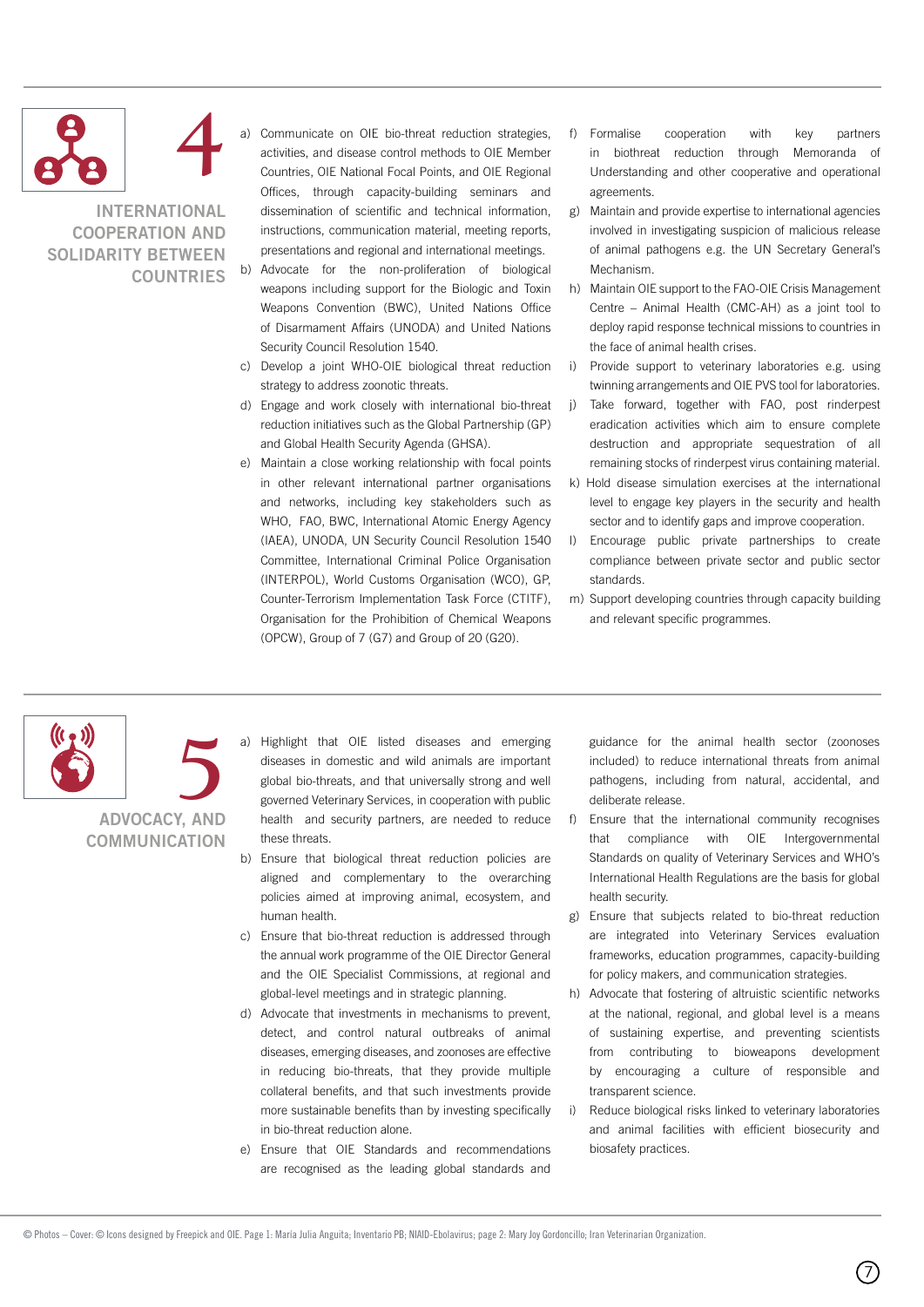## 4 INTERNATIONAL COOPERATION AND SOLIDARITY BETWEEN COUNTRIES

a) Communicate on OIE bio-threat reduction strategies, activities, and disease control methods to OIE Member Countries, OIE National Focal Points, and OIE Regional Offices, through capacity-building seminars and dissemination of scientific and technical information, instructions, communication material, meeting reports, presentations and regional and international meetings.

b) Advocate for the non-proliferation of biological weapons including support for the Biologic and Toxin Weapons Convention (BWC), United Nations Office of Disarmament Affairs (UNODA) and United Nations Security Council Resolution 1540.

c) Develop a joint WHO-OIE biological threat reduction strategy to address zoonotic threats.

d) Engage and work closely with international bio-threat reduction initiatives such as the Global Partnership (GP) and Global Health Security Agenda (GHSA).

e) Maintain a close working relationship with focal points in other relevant international partner organisations and networks, including key stakeholders such as WHO, FAO, BWC, International Atomic Energy Agency (IAEA), UNODA, UN Security Council Resolution 1540 Committee, International Criminal Police Organisation (INTERPOL), World Customs Organisation (WCO), GP, Counter-Terrorism Implementation Task Force (CTITF), Organisation for the Prohibition of Chemical Weapons (OPCW), Group of 7 (G7) and Group of 20 (G20).

f) Formalise cooperation with key partners in biothreat reduction through Memoranda of Understanding and other cooperative and operational agreements.

g) Maintain and provide expertise to international agencies involved in investigating suspicion of malicious release of animal pathogens e.g. the UN Secretary General's Mechanism.

h) Maintain OIE support to the FAO-OIE Crisis Management Centre – Animal Health (CMC-AH) as a joint tool to deploy rapid response technical missions to countries in the face of animal health crises.

i) Provide support to veterinary laboratories e.g. using twinning arrangements and OIE PVS tool for laboratories.

j) Take forward, together with FAO, post rinderpest eradication activities which aim to ensure complete destruction and appropriate sequestration of all remaining stocks of rinderpest virus containing material.

k) Hold disease simulation exercises at the international level to engage key players in the security and health sector and to identify gaps and improve cooperation.

l) Encourage public private partnerships to create compliance between private sector and public sector standards.

m) Support developing countries through capacity building and relevant specific programmes.

## 5 ADVOCACY, AND COMMUNICATION

a) Highlight that OIE listed diseases and emerging diseases in domestic and wild animals are important global bio-threats, and that universally strong and well governed Veterinary Services, in cooperation with public health and security partners, are needed to reduce these threats.

b) Ensure that biological threat reduction policies are aligned and complementary to the overarching policies aimed at improving animal, ecosystem, and human health.

c) Ensure that bio-threat reduction is addressed through the annual work programme of the OIE Director General and the OIE Specialist Commissions, at regional and global-level meetings and in strategic planning.

d) Advocate that investments in mechanisms to prevent, detect, and control natural outbreaks of animal diseases, emerging diseases, and zoonoses are effective in reducing bio-threats, that they provide multiple collateral benefits, and that such investments provide more sustainable benefits than by investing specifically in bio-threat reduction alone.

e) Ensure that OIE Standards and recommendations are recognised as the leading global standards and guidance for the animal health sector (zoonoses included) to reduce international threats from animal pathogens, including from natural, accidental, and deliberate release.

f) Ensure that the international community recognises that compliance with OIE Intergovernmental Standards on quality of Veterinary Services and WHO's International Health Regulations is the basis for global health security.

g) Ensure that subjects related to bio-threat reduction are integrated into Veterinary Services evaluation frameworks, education programmes, capacity-building for policy makers, and communication strategies.

h) Advocate that fostering of altruistic scientific networks at the national, regional, and global level is a means of sustaining expertise, and preventing scientists from contributing to bioweapons development by encouraging a culture of responsible and transparent science.

i) Reduce biological risks linked to veterinary laboratories and animal facilities with efficient biosecurity and biosafety practices.

© Photos – Cover: © Icons designed by Freepick and OIE. Page 1: María Julia Anguita; Inventario PB; NIAID-Ebolavirus; page 2: Mary Joy Gordoncillo; Iran Veterinarian Organization.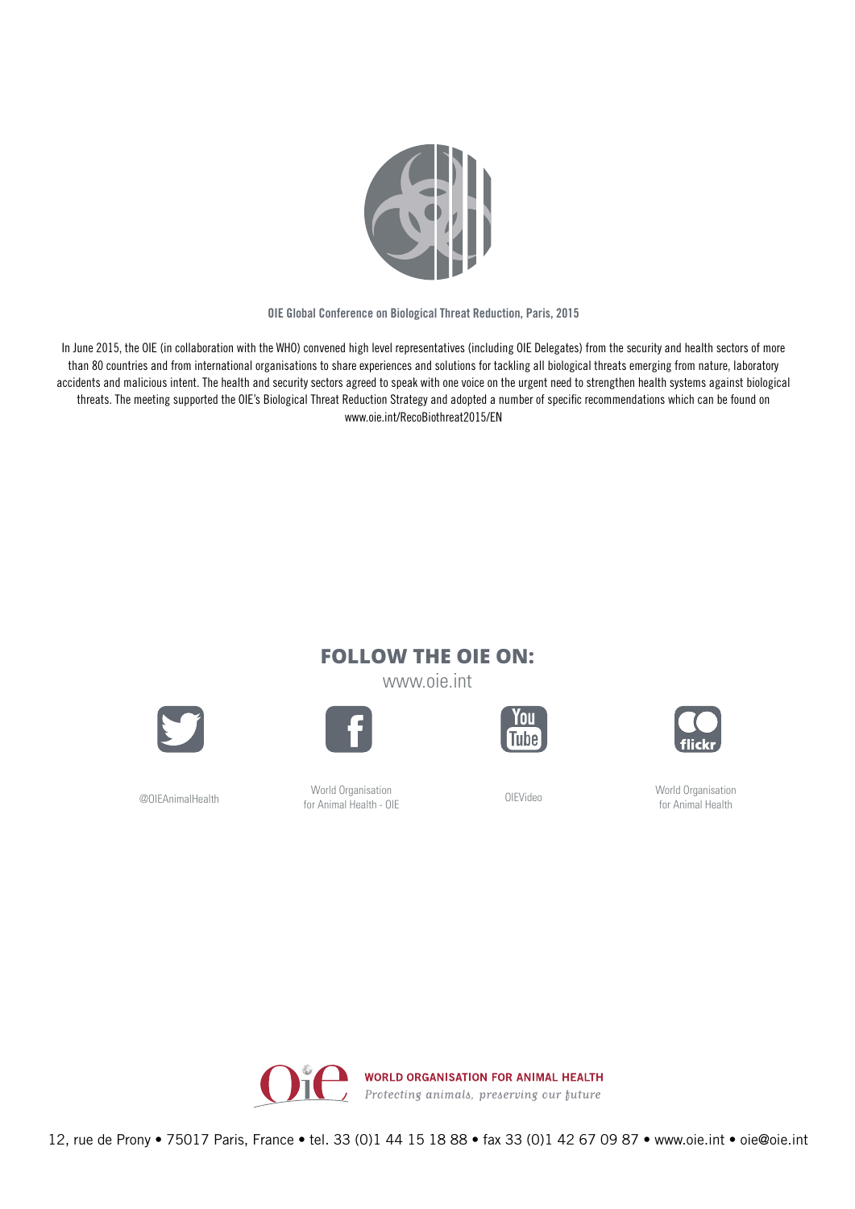**OIE Global Conference on Biological Threat Reduction, Paris, 2015**

In June 2015, the OIE (in collaboration with the WHO) convened high level representatives (including OIE Delegates) from the security and health sectors of more than 80 countries and from international organisations to share experiences and solutions for tackling all biological threats emerging from nature, laboratory accidents and malicious intent. The health and security sectors agreed to speak with one voice on the urgent need to strengthen health systems against biological threats. The meeting supported the OIE's Biological Threat Reduction Strategy and adopted a number of specific recommendations which can be found on www.oie.int/RecoBiothreat2015/EN

## FOLLOW THE OIE ON:

www.oie.int

@OIEAnimalHealth

World Organisation for Animal Health - OIE

OIEVideo

World Organisation for Animal Health

**WORLD ORGANISATION FOR ANIMAL HEALTH**

*Protecting animals, preserving our future*

12, rue de Prony • 75017 Paris, France • tel. 33 (0)1 44 15 18 88 • fax 33 (0)1 42 67 09 87 • www.oie.int • oie@oie.int